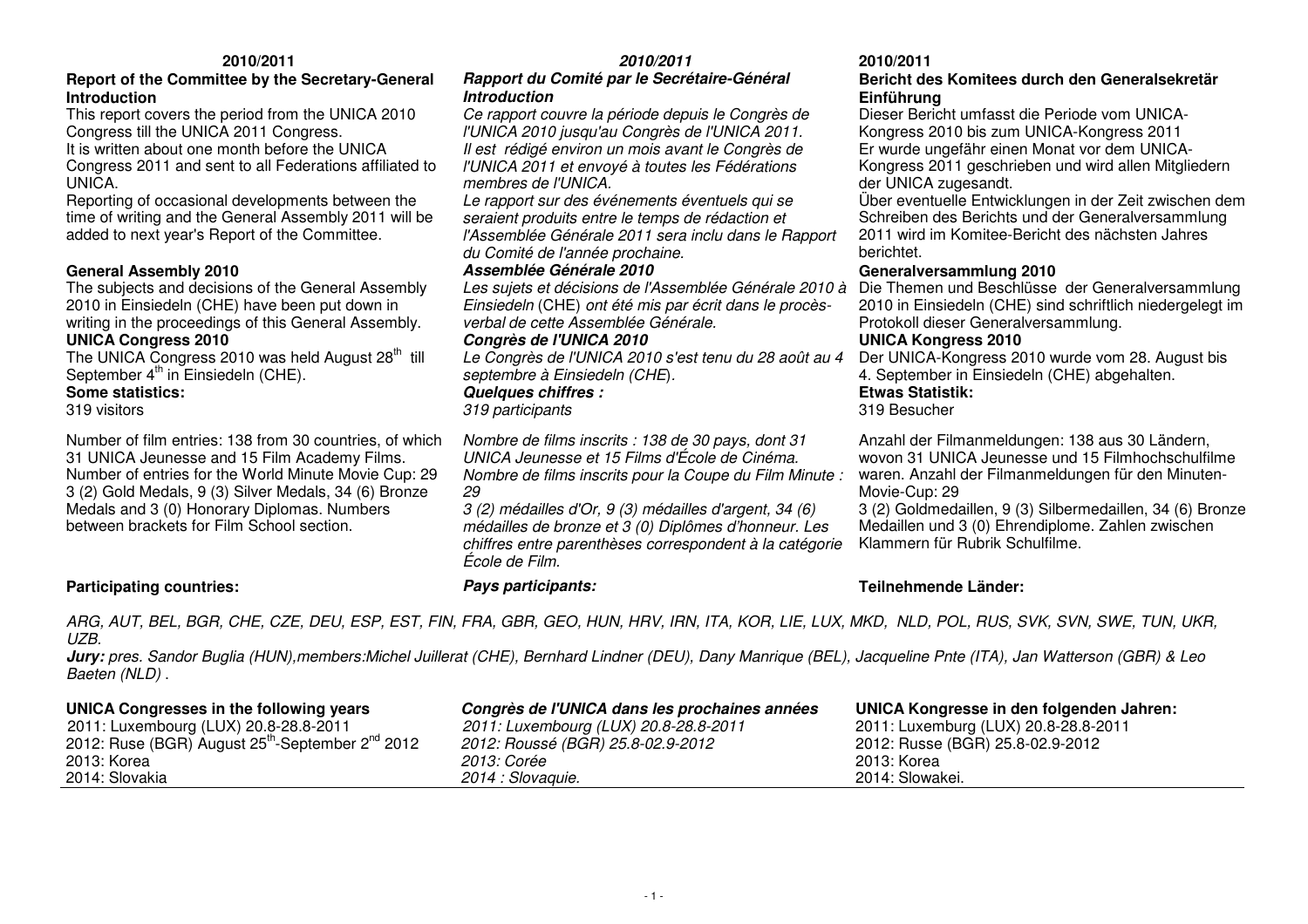**2010/2011**

**Report of the Committee by the Secretary-General**
**Introduction**

This report covers the period from the UNICA 2010 Congress till the UNICA 2011 Congress.
It is written about one month before the UNICA Congress 2011 and sent to all Federations affiliated to UNICA.
Reporting of occasional developments between the time of writing and the General Assembly 2011 will be added to next year's Report of the Committee.

**General Assembly 2010**

The subjects and decisions of the General Assembly 2010 in Einsiedeln (CHE) have been put down in writing in the proceedings of this General Assembly.

**UNICA Congress 2010**

The UNICA Congress 2010 was held August 28th till September 4th in Einsiedeln (CHE).

**Some statistics:**

319 visitors

Number of film entries: 138 from 30 countries, of which 31 UNICA Jeunesse and 15 Film Academy Films.
Number of entries for the World Minute Movie Cup: 29
3 (2) Gold Medals, 9 (3) Silver Medals, 34 (6) Bronze Medals and 3 (0) Honorary Diplomas. Numbers between brackets for Film School section.

**Participating countries:**

***2010/2011***

***Rapport du Comité par le Secrétaire-Général***
***Introduction***

*Ce rapport couvre la période depuis le Congrès de l'UNICA 2010 jusqu'au Congrès de l'UNICA 2011.*
*Il est rédigé environ un mois avant le Congrès de l'UNICA 2011 et envoyé à toutes les Fédérations membres de l'UNICA.*
*Le rapport sur des événements éventuels qui se seraient produits entre le temps de rédaction et l'Assemblée Générale 2011 sera inclu dans le Rapport du Comité de l'année prochaine.*

***Assemblée Générale 2010***

*Les sujets et décisions de l'Assemblée Générale 2010 à Einsiedeln (CHE) ont été mis par écrit dans le procès-verbal de cette Assemblée Générale.*

***Congrès de l'UNICA 2010***

*Le Congrès de l'UNICA 2010 s'est tenu du 28 août au 4 septembre à Einsiedeln (CHE).*

***Quelques chiffres :***

*319 participants*

*Nombre de films inscrits : 138 de 30 pays, dont 31 UNICA Jeunesse et 15 Films d'École de Cinéma.*
*Nombre de films inscrits pour la Coupe du Film Minute : 29*
*3 (2) médailles d'Or, 9 (3) médailles d'argent, 34 (6) médailles de bronze et 3 (0) Diplômes d'honneur. Les chiffres entre parenthèses correspondent à la catégorie École de Film.*

***Pays participants:***

**2010/2011**

**Bericht des Komitees durch den Generalsekretär**
**Einführung**

Dieser Bericht umfasst die Periode vom UNICA-Kongress 2010 bis zum UNICA-Kongress 2011
Er wurde ungefähr einen Monat vor dem UNICA-Kongress 2011 geschrieben und wird allen Mitgliedern der UNICA zugesandt.
Über eventuelle Entwicklungen in der Zeit zwischen dem Schreiben des Berichts und der Generalversammlung 2011 wird im Komitee-Bericht des nächsten Jahres berichtet.

**Generalversammlung 2010**

Die Themen und Beschlüsse der Generalversammlung 2010 in Einsiedeln (CHE) sind schriftlich niedergelegt im Protokoll dieser Generalversammlung.

**UNICA Kongress 2010**

Der UNICA-Kongress 2010 wurde vom 28. August bis 4. September in Einsiedeln (CHE) abgehalten.

**Etwas Statistik:**

319 Besucher

Anzahl der Filmanmeldungen: 138 aus 30 Ländern, wovon 31 UNICA Jeunesse und 15 Filmhochschulfilme waren. Anzahl der Filmanmeldungen für den Minuten-Movie-Cup: 29
3 (2) Goldmedaillen, 9 (3) Silbermedaillen, 34 (6) Bronze Medaillen und 3 (0) Ehrendiplome. Zahlen zwischen Klammern für Rubrik Schulfilme.

**Teilnehmende Länder:**

*ARG, AUT, BEL, BGR, CHE, CZE, DEU, ESP, EST, FIN, FRA, GBR, GEO, HUN, HRV, IRN, ITA, KOR, LIE, LUX, MKD, NLD, POL, RUS, SVK, SVN, SWE, TUN, UKR, UZB.*

***Jury:*** *pres. Sandor Buglia (HUN),members:Michel Juillerat (CHE), Bernhard Lindner (DEU), Dany Manrique (BEL), Jacqueline Pnte (ITA), Jan Watterson (GBR) & Leo Baeten (NLD) .*

**UNICA Congresses in the following years**

2011: Luxembourg (LUX) 20.8-28.8-2011
2012: Ruse (BGR) August 25th-September 2nd 2012
2013: Korea
2014: Slovakia

***Congrès de l'UNICA dans les prochaines années***

*2011: Luxembourg (LUX) 20.8-28.8-2011*
*2012: Roussé (BGR) 25.8-02.9-2012*
*2013: Corée*
*2014 : Slovaquie.*

**UNICA Kongresse in den folgenden Jahren:**

2011: Luxemburg (LUX) 20.8-28.8-2011
2012: Russe (BGR) 25.8-02.9-2012
2013: Korea
2014: Slowakei.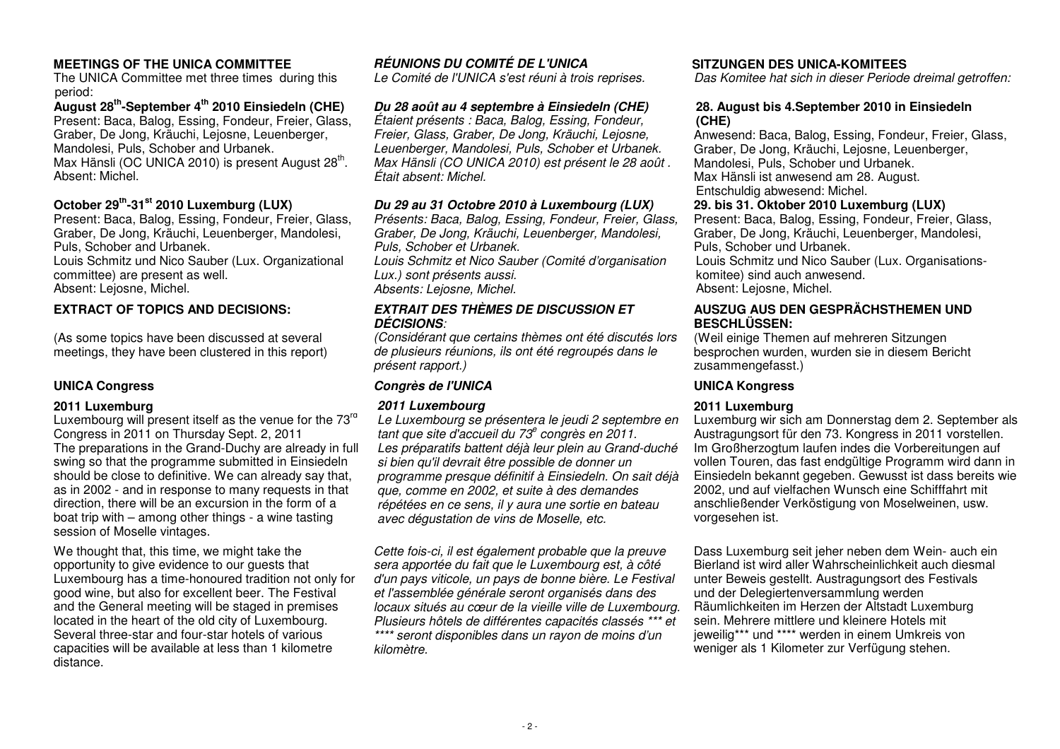**MEETINGS OF THE UNICA COMMITTEE**

The UNICA Committee met three times during this period:

**August 28th-September 4th 2010 Einsiedeln (CHE)**

Present: Baca, Balog, Essing, Fondeur, Freier, Glass, Graber, De Jong, Kräuchi, Lejosne, Leuenberger, Mandolesi, Puls, Schober and Urbanek.
Max Hänsli (OC UNICA 2010) is present August 28th.
Absent: Michel.

**October 29th-31st 2010 Luxemburg (LUX)**

Present: Baca, Balog, Essing, Fondeur, Freier, Glass, Graber, De Jong, Kräuchi, Leuenberger, Mandolesi, Puls, Schober and Urbanek.
Louis Schmitz und Nico Sauber (Lux. Organizational committee) are present as well.
Absent: Lejosne, Michel.

**EXTRACT OF TOPICS AND DECISIONS:**

(As some topics have been discussed at several meetings, they have been clustered in this report)

**UNICA Congress**

**2011 Luxemburg**

Luxembourg will present itself as the venue for the 73rd Congress in 2011 on Thursday Sept. 2, 2011
The preparations in the Grand-Duchy are already in full swing so that the programme submitted in Einsiedeln should be close to definitive. We can already say that, as in 2002 - and in response to many requests in that direction, there will be an excursion in the form of a boat trip with – among other things - a wine tasting session of Moselle vintages.

We thought that, this time, we might take the opportunity to give evidence to our guests that Luxembourg has a time-honoured tradition not only for good wine, but also for excellent beer. The Festival and the General meeting will be staged in premises located in the heart of the old city of Luxembourg. Several three-star and four-star hotels of various capacities will be available at less than 1 kilometre distance.

***RÉUNIONS DU COMITÉ DE L'UNICA***

*Le Comité de l'UNICA s'est réuni à trois reprises.*

***Du 28 août au 4 septembre à Einsiedeln (CHE)***

*Étaient présents : Baca, Balog, Essing, Fondeur, Freier, Glass, Graber, De Jong, Kräuchi, Lejosne, Leuenberger, Mandolesi, Puls, Schober et Urbanek.*
*Max Hänsli (CO UNICA 2010) est présent le 28 août .*
*Était absent: Michel.*

***Du 29 au 31 Octobre 2010 à Luxembourg (LUX)***

*Présents: Baca, Balog, Essing, Fondeur, Freier, Glass, Graber, De Jong, Kräuchi, Leuenberger, Mandolesi, Puls, Schober et Urbanek.*
*Louis Schmitz et Nico Sauber (Comité d'organisation Lux.) sont présents aussi.*
*Absents: Lejosne, Michel.*

***EXTRAIT DES THÈMES DE DISCUSSION ET DÉCISIONS:***

*(Considérant que certains thèmes ont été discutés lors de plusieurs réunions, ils ont été regroupés dans le présent rapport.)*

***Congrès de l'UNICA***

***2011 Luxembourg***

*Le Luxembourg se présentera le jeudi 2 septembre en tant que site d'accueil du 73e congrès en 2011.*
*Les préparatifs battent déjà leur plein au Grand-duché si bien qu'il devrait être possible de donner un programme presque définitif à Einsiedeln. On sait déjà que, comme en 2002, et suite à des demandes répétées en ce sens, il y aura une sortie en bateau avec dégustation de vins de Moselle, etc.*

*Cette fois-ci, il est également probable que la preuve sera apportée du fait que le Luxembourg est, à côté d'un pays viticole, un pays de bonne bière. Le Festival et l'assemblée générale seront organisés dans des locaux situés au cœur de la vieille ville de Luxembourg. Plusieurs hôtels de différentes capacités classés \*\*\* et \*\*\*\* seront disponibles dans un rayon de moins d'un kilomètre.*

**SITZUNGEN DES UNICA-KOMITEES**

*Das Komitee hat sich in dieser Periode dreimal getroffen:*

**28. August bis 4.September 2010 in Einsiedeln (CHE)**

Anwesend: Baca, Balog, Essing, Fondeur, Freier, Glass, Graber, De Jong, Kräuchi, Lejosne, Leuenberger, Mandolesi, Puls, Schober und Urbanek.
Max Hänsli ist anwesend am 28. August.
Entschuldig abwesend: Michel.

**29. bis 31. Oktober 2010 Luxemburg (LUX)**

Present: Baca, Balog, Essing, Fondeur, Freier, Glass, Graber, De Jong, Kräuchi, Leuenberger, Mandolesi, Puls, Schober und Urbanek.
Louis Schmitz und Nico Sauber (Lux. Organisations-komitee) sind auch anwesend.
Absent: Lejosne, Michel.

**AUSZUG AUS DEN GESPRÄCHSTHEMEN UND BESCHLÜSSEN:**

(Weil einige Themen auf mehreren Sitzungen besprochen wurden, wurden sie in diesem Bericht zusammengefasst.)

**UNICA Kongress**

**2011 Luxemburg**

Luxemburg wir sich am Donnerstag dem 2. September als Austragungsort für den 73. Kongress in 2011 vorstellen. Im Großherzogtum laufen indes die Vorbereitungen auf vollen Touren, das fast endgültige Programm wird dann in Einsiedeln bekannt gegeben. Gewusst ist dass bereits wie 2002, und auf vielfachen Wunsch eine Schifffahrt mit anschließender Verköstigung von Moselweinen, usw. vorgesehen ist.

Dass Luxemburg seit jeher neben dem Wein- auch ein Bierland ist wird aller Wahrscheinlichkeit auch diesmal unter Beweis gestellt. Austragungsort des Festivals und der Delegiertenversammlung werden Räumlichkeiten im Herzen der Altstadt Luxemburg sein. Mehrere mittlere und kleinere Hotels mit jeweilig\*\*\* und \*\*\*\* werden in einem Umkreis von weniger als 1 Kilometer zur Verfügung stehen.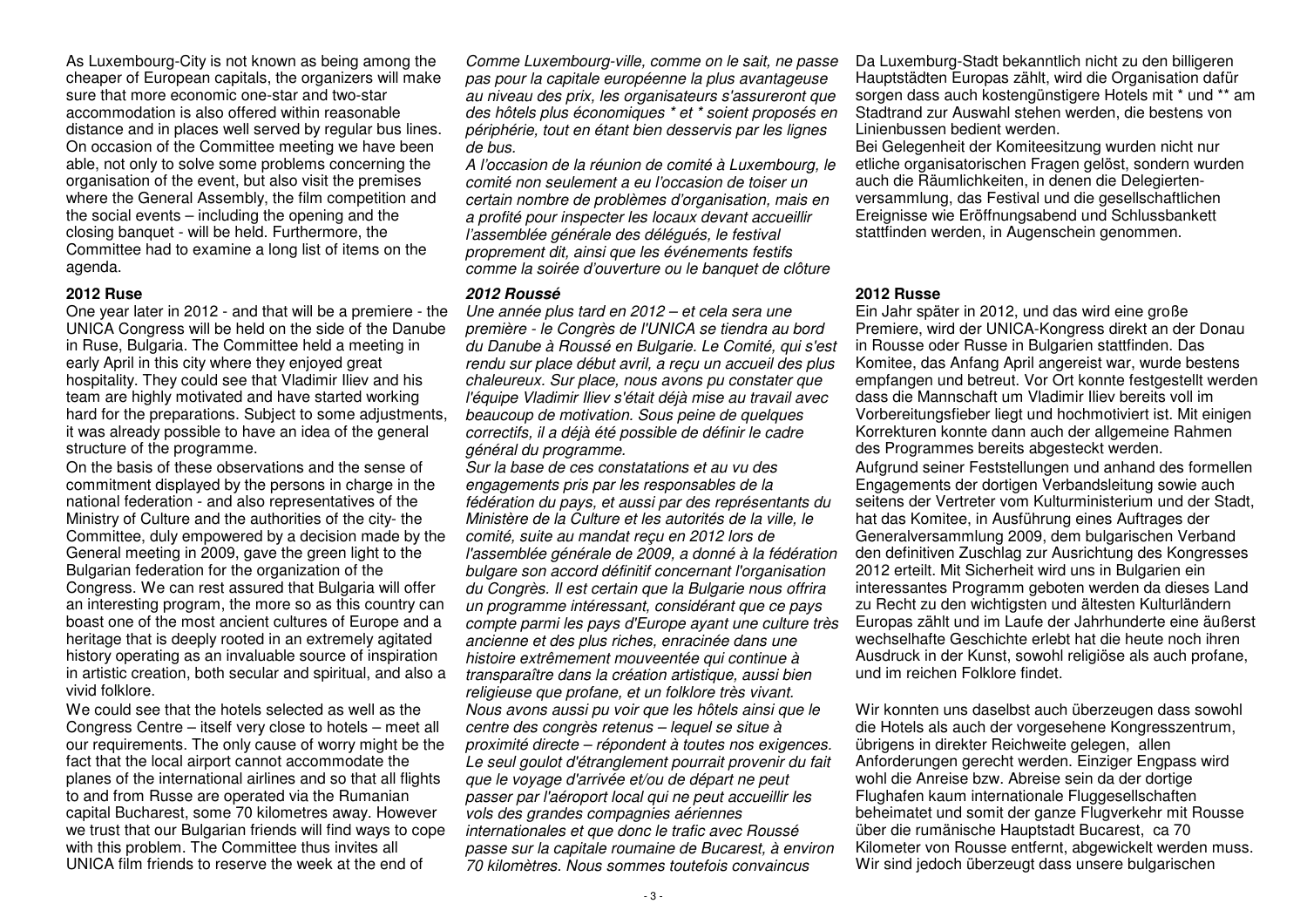As Luxembourg-City is not known as being among the cheaper of European capitals, the organizers will make sure that more economic one-star and two-star accommodation is also offered within reasonable distance and in places well served by regular bus lines. On occasion of the Committee meeting we have been able, not only to solve some problems concerning the organisation of the event, but also visit the premises where the General Assembly, the film competition and the social events – including the opening and the closing banquet - will be held. Furthermore, the Committee had to examine a long list of items on the agenda.

**2012 Ruse**

One year later in 2012 - and that will be a premiere - the UNICA Congress will be held on the side of the Danube in Ruse, Bulgaria. The Committee held a meeting in early April in this city where they enjoyed great hospitality. They could see that Vladimir Iliev and his team are highly motivated and have started working hard for the preparations. Subject to some adjustments, it was already possible to have an idea of the general structure of the programme.

On the basis of these observations and the sense of commitment displayed by the persons in charge in the national federation - and also representatives of the Ministry of Culture and the authorities of the city- the Committee, duly empowered by a decision made by the General meeting in 2009, gave the green light to the Bulgarian federation for the organization of the Congress. We can rest assured that Bulgaria will offer an interesting program, the more so as this country can boast one of the most ancient cultures of Europe and a heritage that is deeply rooted in an extremely agitated history operating as an invaluable source of inspiration in artistic creation, both secular and spiritual, and also a vivid folklore.

We could see that the hotels selected as well as the Congress Centre – itself very close to hotels – meet all our requirements. The only cause of worry might be the fact that the local airport cannot accommodate the planes of the international airlines and so that all flights to and from Russe are operated via the Rumanian capital Bucharest, some 70 kilometres away. However we trust that our Bulgarian friends will find ways to cope with this problem. The Committee thus invites all UNICA film friends to reserve the week at the end of

*Comme Luxembourg-ville, comme on le sait, ne passe pas pour la capitale européenne la plus avantageuse au niveau des prix, les organisateurs s'assureront que des hôtels plus économiques * et * soient proposés en périphérie, tout en étant bien desservis par les lignes de bus.*

*A l'occasion de la réunion de comité à Luxembourg, le comité non seulement a eu l'occasion de toiser un certain nombre de problèmes d'organisation, mais en a profité pour inspecter les locaux devant accueillir l'assemblée générale des délégués, le festival proprement dit, ainsi que les événements festifs comme la soirée d'ouverture ou le banquet de clôture*

***2012 Roussé***

*Une année plus tard en 2012 – et cela sera une première - le Congrès de l'UNICA se tiendra au bord du Danube à Roussé en Bulgarie. Le Comité, qui s'est rendu sur place début avril, a reçu un accueil des plus chaleureux. Sur place, nous avons pu constater que l'équipe Vladimir Iliev s'était déjà mise au travail avec beaucoup de motivation. Sous peine de quelques correctifs, il a déjà été possible de définir le cadre général du programme.*

*Sur la base de ces constatations et au vu des engagements pris par les responsables de la fédération du pays, et aussi par des représentants du Ministère de la Culture et les autorités de la ville, le comité, suite au mandat reçu en 2012 lors de l'assemblée générale de 2009, a donné à la fédération bulgare son accord définitif concernant l'organisation du Congrès. Il est certain que la Bulgarie nous offrira un programme intéressant, considérant que ce pays compte parmi les pays d'Europe ayant une culture très ancienne et des plus riches, enracinée dans une histoire extrêmement mouveentée qui continue à transparaître dans la création artistique, aussi bien religieuse que profane, et un folklore très vivant.*

*Nous avons aussi pu voir que les hôtels ainsi que le centre des congrès retenus – lequel se situe à proximité directe – répondent à toutes nos exigences. Le seul goulot d'étranglement pourrait provenir du fait que le voyage d'arrivée et/ou de départ ne peut passer par l'aéroport local qui ne peut accueillir les vols des grandes compagnies aériennes internationales et que donc le trafic avec Roussé passe sur la capitale roumaine de Bucarest, à environ 70 kilomètres. Nous sommes toutefois convaincus*

Da Luxemburg-Stadt bekanntlich nicht zu den billigeren Hauptstädten Europas zählt, wird die Organisation dafür sorgen dass auch kostengünstigere Hotels mit * und ** am Stadtrand zur Auswahl stehen werden, die bestens von Linienbussen bedient werden.

Bei Gelegenheit der Komiteesitzung wurden nicht nur etliche organisatorischen Fragen gelöst, sondern wurden auch die Räumlichkeiten, in denen die Delegiertenversammlung, das Festival und die gesellschaftlichen Ereignisse wie Eröffnungsabend und Schlussbankett stattfinden werden, in Augenschein genommen.

**2012 Russe**

Ein Jahr später in 2012, und das wird eine große Premiere, wird der UNICA-Kongress direkt an der Donau in Rousse oder Russe in Bulgarien stattfinden. Das Komitee, das Anfang April angereist war, wurde bestens empfangen und betreut. Vor Ort konnte festgestellt werden dass die Mannschaft um Vladimir Iliev bereits voll im Vorbereitungsfieber liegt und hochmotiviert ist. Mit einigen Korrekturen konnte dann auch der allgemeine Rahmen des Programmes bereits abgesteckt werden.

Aufgrund seiner Feststellungen und anhand des formellen Engagements der dortigen Verbandsleitung sowie auch seitens der Vertreter vom Kulturministerium und der Stadt, hat das Komitee, in Ausführung eines Auftrages der Generalversammlung 2009, dem bulgarischen Verband den definitiven Zuschlag zur Ausrichtung des Kongresses 2012 erteilt. Mit Sicherheit wird uns in Bulgarien ein interessantes Programm geboten werden da dieses Land zu Recht zu den wichtigsten und ältesten Kulturländern Europas zählt und im Laufe der Jahrhunderte eine äußerst wechselhafte Geschichte erlebt hat die heute noch ihren Ausdruck in der Kunst, sowohl religiöse als auch profane, und im reichen Folklore findet.

Wir konnten uns daselbst auch überzeugen dass sowohl die Hotels als auch der vorgesehene Kongresszentrum, übrigens in direkter Reichweite gelegen, allen Anforderungen gerecht werden. Einziger Engpass wird wohl die Anreise bzw. Abreise sein da der dortige Flughafen kaum internationale Fluggesellschaften beheimatet und somit der ganze Flugverkehr mit Rousse über die rumänische Hauptstadt Bucarest, ca 70 Kilometer von Rousse entfernt, abgewickelt werden muss. Wir sind jedoch überzeugt dass unsere bulgarischen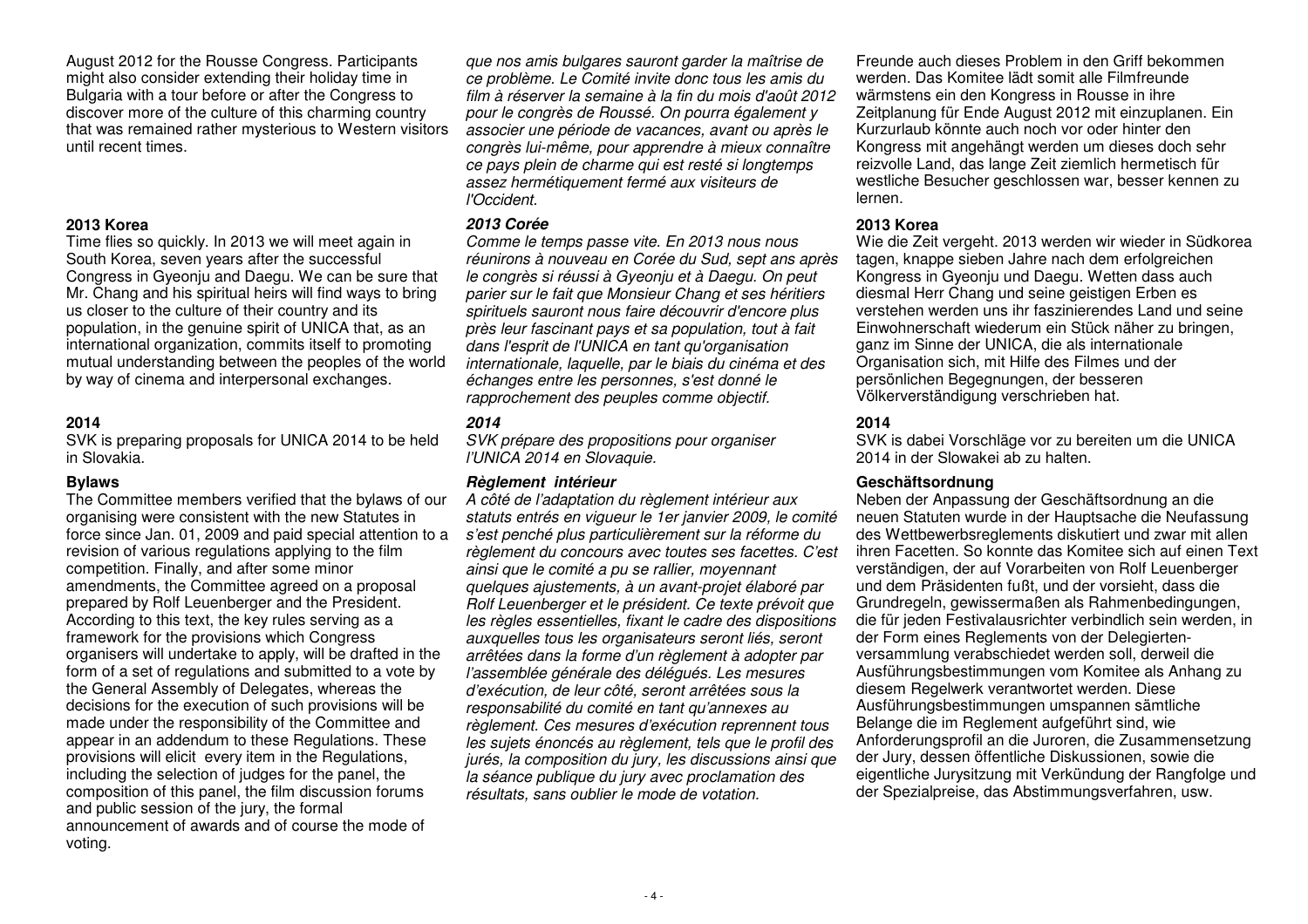August 2012 for the Rousse Congress. Participants might also consider extending their holiday time in Bulgaria with a tour before or after the Congress to discover more of the culture of this charming country that was remained rather mysterious to Western visitors until recent times.

**2013 Korea**

Time flies so quickly. In 2013 we will meet again in South Korea, seven years after the successful Congress in Gyeonju and Daegu. We can be sure that Mr. Chang and his spiritual heirs will find ways to bring us closer to the culture of their country and its population, in the genuine spirit of UNICA that, as an international organization, commits itself to promoting mutual understanding between the peoples of the world by way of cinema and interpersonal exchanges.

**2014**

SVK is preparing proposals for UNICA 2014 to be held in Slovakia.

**Bylaws**

The Committee members verified that the bylaws of our organising were consistent with the new Statutes in force since Jan. 01, 2009 and paid special attention to a revision of various regulations applying to the film competition. Finally, and after some minor amendments, the Committee agreed on a proposal prepared by Rolf Leuenberger and the President. According to this text, the key rules serving as a framework for the provisions which Congress organisers will undertake to apply, will be drafted in the form of a set of regulations and submitted to a vote by the General Assembly of Delegates, whereas the decisions for the execution of such provisions will be made under the responsibility of the Committee and appear in an addendum to these Regulations. These provisions will elicit every item in the Regulations, including the selection of judges for the panel, the composition of this panel, the film discussion forums and public session of the jury, the formal announcement of awards and of course the mode of voting.

*que nos amis bulgares sauront garder la maîtrise de ce problème. Le Comité invite donc tous les amis du film à réserver la semaine à la fin du mois d'août 2012 pour le congrès de Roussé. On pourra également y associer une période de vacances, avant ou après le congrès lui-même, pour apprendre à mieux connaître ce pays plein de charme qui est resté si longtemps assez hermétiquement fermé aux visiteurs de l'Occident.*

***2013 Corée***

*Comme le temps passe vite. En 2013 nous nous réunirons à nouveau en Corée du Sud, sept ans après le congrès si réussi à Gyeonju et à Daegu. On peut parier sur le fait que Monsieur Chang et ses héritiers spirituels sauront nous faire découvrir d'encore plus près leur fascinant pays et sa population, tout à fait dans l'esprit de l'UNICA en tant qu'organisation internationale, laquelle, par le biais du cinéma et des échanges entre les personnes, s'est donné le rapprochement des peuples comme objectif.*

***2014***

*SVK prépare des propositions pour organiser l'UNICA 2014 en Slovaquie.*

***Règlement intérieur***

*A côté de l'adaptation du règlement intérieur aux statuts entrés en vigueur le 1er janvier 2009, le comité s'est penché plus particulièrement sur la réforme du règlement du concours avec toutes ses facettes. C'est ainsi que le comité a pu se rallier, moyennant quelques ajustements, à un avant-projet élaboré par Rolf Leuenberger et le président. Ce texte prévoit que les règles essentielles, fixant le cadre des dispositions auxquelles tous les organisateurs seront liés, seront arrêtées dans la forme d'un règlement à adopter par l'assemblée générale des délégués. Les mesures d'exécution, de leur côté, seront arrêtées sous la responsabilité du comité en tant qu'annexes au règlement. Ces mesures d'exécution reprennent tous les sujets énoncés au règlement, tels que le profil des jurés, la composition du jury, les discussions ainsi que la séance publique du jury avec proclamation des résultats, sans oublier le mode de votation.*

Freunde auch dieses Problem in den Griff bekommen werden. Das Komitee lädt somit alle Filmfreunde wärmstens ein den Kongress in Rousse in ihre Zeitplanung für Ende August 2012 mit einzuplanen. Ein Kurzurlaub könnte auch noch vor oder hinter den Kongress mit angehängt werden um dieses doch sehr reizvolle Land, das lange Zeit ziemlich hermetisch für westliche Besucher geschlossen war, besser kennen zu lernen.

**2013 Korea**

Wie die Zeit vergeht. 2013 werden wir wieder in Südkorea tagen, knappe sieben Jahre nach dem erfolgreichen Kongress in Gyeonju und Daegu. Wetten dass auch diesmal Herr Chang und seine geistigen Erben es verstehen werden uns ihr faszinierendes Land und seine Einwohnerschaft wiederum ein Stück näher zu bringen, ganz im Sinne der UNICA, die als internationale Organisation sich, mit Hilfe des Filmes und der persönlichen Begegnungen, der besseren Völkerverständigung verschrieben hat.

**2014**

SVK is dabei Vorschläge vor zu bereiten um die UNICA 2014 in der Slowakei ab zu halten.

**Geschäftsordnung**

Neben der Anpassung der Geschäftsordnung an die neuen Statuten wurde in der Hauptsache die Neufassung des Wettbewerbsreglements diskutiert und zwar mit allen ihren Facetten. So konnte das Komitee sich auf einen Text verständigen, der auf Vorarbeiten von Rolf Leuenberger und dem Präsidenten fußt, und der vorsieht, dass die Grundregeln, gewissermaßen als Rahmenbedingungen, die für jeden Festivalausrichter verbindlich sein werden, in der Form eines Reglements von der Delegiertenversammlung verabschiedet werden soll, derweil die Ausführungsbestimmungen vom Komitee als Anhang zu diesem Regelwerk verantwortet werden. Diese Ausführungsbestimmungen umspannen sämtliche Belange die im Reglement aufgeführt sind, wie Anforderungsprofil an die Juroren, die Zusammensetzung der Jury, dessen öffentliche Diskussionen, sowie die eigentliche Jurysitzung mit Verkündung der Rangfolge und der Spezialpreise, das Abstimmungsverfahren, usw.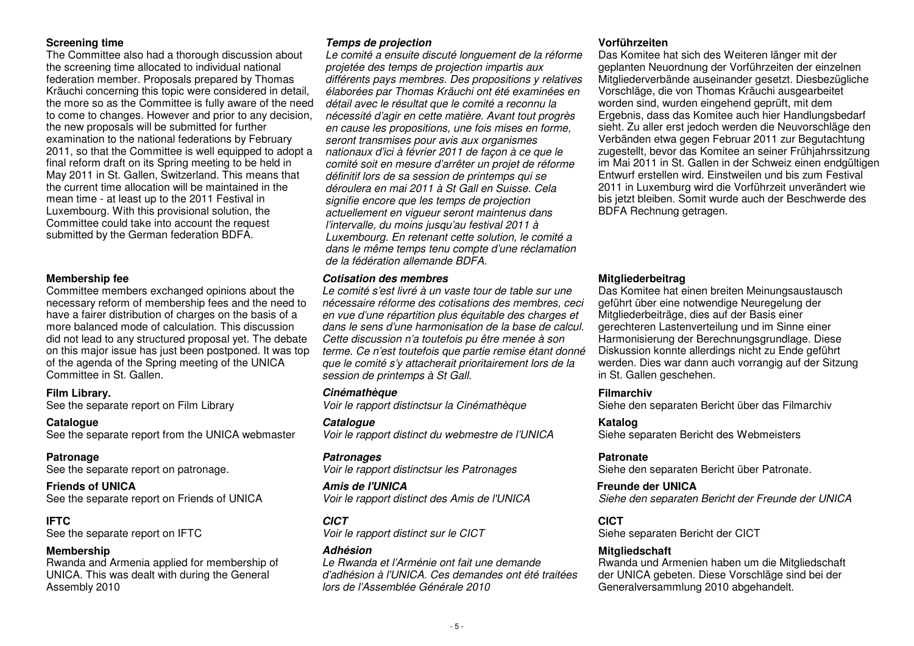**Screening time**

The Committee also had a thorough discussion about the screening time allocated to individual national federation member. Proposals prepared by Thomas Kräuchi concerning this topic were considered in detail, the more so as the Committee is fully aware of the need to come to changes. However and prior to any decision, the new proposals will be submitted for further examination to the national federations by February 2011, so that the Committee is well equipped to adopt a final reform draft on its Spring meeting to be held in May 2011 in St. Gallen, Switzerland. This means that the current time allocation will be maintained in the mean time - at least up to the 2011 Festival in Luxembourg. With this provisional solution, the Committee could take into account the request submitted by the German federation BDFA.

**Membership fee**

Committee members exchanged opinions about the necessary reform of membership fees and the need to have a fairer distribution of charges on the basis of a more balanced mode of calculation. This discussion did not lead to any structured proposal yet. The debate on this major issue has just been postponed. It was top of the agenda of the Spring meeting of the UNICA Committee in St. Gallen.

**Film Library.**

See the separate report on Film Library

**Catalogue**

See the separate report from the UNICA webmaster

**Patronage**

See the separate report on patronage.

**Friends of UNICA**

See the separate report on Friends of UNICA

**IFTC**

See the separate report on IFTC

**Membership**

Rwanda and Armenia applied for membership of UNICA. This was dealt with during the General Assembly 2010

***Temps de projection***

*Le comité a ensuite discuté longuement de la réforme projetée des temps de projection impartis aux différents pays membres. Des propositions y relatives élaborées par Thomas Kräuchi ont été examinées en détail avec le résultat que le comité a reconnu la nécessité d'agir en cette matière. Avant tout progrès en cause les propositions, une fois mises en forme, seront transmises pour avis aux organismes nationaux d'ici à février 2011 de façon à ce que le comité soit en mesure d'arrêter un projet de réforme définitif lors de sa session de printemps qui se déroulera en mai 2011 à St Gall en Suisse. Cela signifie encore que les temps de projection actuellement en vigueur seront maintenus dans l'intervalle, du moins jusqu'au festival 2011 à Luxembourg. En retenant cette solution, le comité a dans le même temps tenu compte d'une réclamation de la fédération allemande BDFA.*

***Cotisation des membres***

*Le comité s'est livré à un vaste tour de table sur une nécessaire réforme des cotisations des membres, ceci en vue d'une répartition plus équitable des charges et dans le sens d'une harmonisation de la base de calcul. Cette discussion n'a toutefois pu être menée à son terme. Ce n'est toutefois que partie remise étant donné que le comité s'y attacherait prioritairement lors de la session de printemps à St Gall.*

***Cinémathèque***

*Voir le rapport distinctsur la Cinémathèque*

***Catalogue***

*Voir le rapport distinct du webmestre de l'UNICA*

***Patronages***

*Voir le rapport distinctsur les Patronages*

***Amis de l'UNICA***

*Voir le rapport distinct des Amis de l'UNICA*

***CICT***

*Voir le rapport distinct sur le CICT*

***Adhésion***

*Le Rwanda et l'Arménie ont fait une demande d'adhésion à l'UNICA. Ces demandes ont été traitées lors de l'Assemblée Générale 2010*

**Vorführzeiten**

Das Komitee hat sich des Weiteren länger mit der geplanten Neuordnung der Vorführzeiten der einzelnen Mitgliederverbände auseinander gesetzt. Diesbezügliche Vorschläge, die von Thomas Kräuchi ausgearbeitet worden sind, wurden eingehend geprüft, mit dem Ergebnis, dass das Komitee auch hier Handlungsbedarf sieht. Zu aller erst jedoch werden die Neuvorschläge den Verbänden etwa gegen Februar 2011 zur Begutachtung zugestellt, bevor das Komitee an seiner Frühjahrssitzung im Mai 2011 in St. Gallen in der Schweiz einen endgültigen Entwurf erstellen wird. Einstweilen und bis zum Festival 2011 in Luxemburg wird die Vorführzeit unverändert wie bis jetzt bleiben. Somit wurde auch der Beschwerde des BDFA Rechnung getragen.

**Mitgliederbeitrag**

Das Komitee hat einen breiten Meinungsaustausch geführt über eine notwendige Neuregelung der Mitgliederbeiträge, dies auf der Basis einer gerechteren Lastenverteilung und im Sinne einer Harmonisierung der Berechnungsgrundlage. Diese Diskussion konnte allerdings nicht zu Ende geführt werden. Dies war dann auch vorrangig auf der Sitzung in St. Gallen geschehen.

**Filmarchiv**

Siehe den separaten Bericht über das Filmarchiv

**Katalog**

Siehe separaten Bericht des Webmeisters

**Patronate**

Siehe den separaten Bericht über Patronate.

**Freunde der UNICA**

*Siehe den separaten Bericht der Freunde der UNICA*

**CICT**

Siehe separaten Bericht der CICT

**Mitgliedschaft**

Rwanda und Armenien haben um die Mitgliedschaft der UNICA gebeten. Diese Vorschläge sind bei der Generalversammlung 2010 abgehandelt.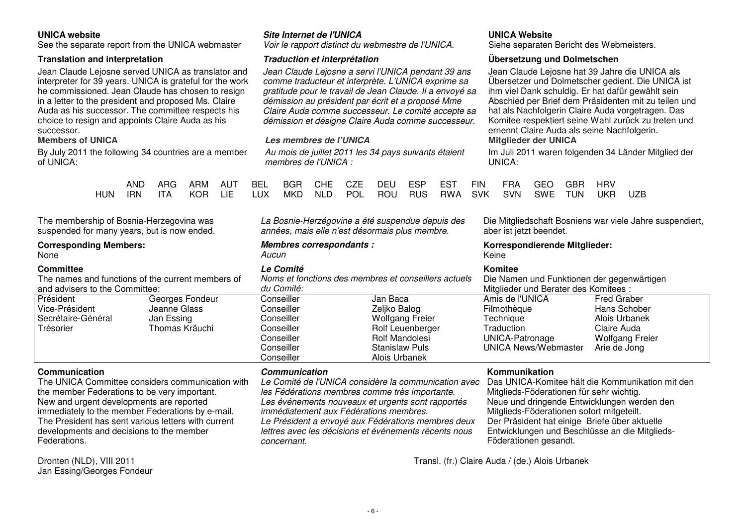**UNICA website**

See the separate report from the UNICA webmaster

**Translation and interpretation**

Jean Claude Lejosne served UNICA as translator and interpreter for 39 years. UNICA is grateful for the work he commissioned. Jean Claude has chosen to resign in a letter to the president and proposed Ms. Claire Auda as his successor. The committee respects his choice to resign and appoints Claire Auda as his successor.

**Members of UNICA**

By July 2011 the following 34 countries are a member of UNICA:

***Site Internet de l'UNICA***

*Voir le rapport distinct du webmestre de l'UNICA.*

***Traduction et interprétation***

*Jean Claude Lejosne a servi l'UNICA pendant 39 ans comme traducteur et interprète. L'UNICA exprime sa gratitude pour le travail de Jean Claude. Il a envoyé sa démission au président par écrit et a proposé Mme Claire Auda comme successeur. Le comité accepte sa démission et désigne Claire Auda comme successeur.*

***Les membres de l'UNICA***

*Au mois de juillet 2011 les 34 pays suivants étaient membres de l'UNICA :*

**UNICA Website**

Siehe separaten Bericht des Webmeisters.

**Übersetzung und Dolmetschen**

Jean Claude Lejosne hat 39 Jahre die UNICA als Übersetzer und Dolmetscher gedient. Die UNICA ist ihm viel Dank schuldig. Er hat dafür gewählt sein Abschied per Brief dem Präsidenten mit zu teilen und hat als Nachfolgerin Claire Auda vorgetragen. Das Komitee respektiert seine Wahl zurück zu treten und ernennt Claire Auda als seine Nachfolgerin.

**Mitglieder der UNICA**

Im Juli 2011 waren folgenden 34 Länder Mitglied der UNICA:

| | | | | | | | | | | | | | | | | | |
|---|---|---|---|---|---|---|---|---|---|---|---|---|---|---|---|---|---|
| | AND | ARG | ARM | AUT | BEL | BGR | CHE | CZE | DEU | ESP | EST | FIN | FRA | GEO | GBR | HRV | |
| HUN | IRN | ITA | KOR | LIE | LUX | MKD | NLD | POL | ROU | RUS | RWA | SVK | SVN | SWE | TUN | UKR | UZB |

The membership of Bosnia-Herzegovina was suspended for many years, but is now ended.

**Corresponding Members:**

None

**Committee**

The names and functions of the current members of and advisers to the Committee:

*La Bosnie-Herzégovine a été suspendue depuis des années, mais elle n'est désormais plus membre.*

***Membres correspondants :***

*Aucun*

***Le Comité***

*Noms et fonctions des membres et conseillers actuels du Comité:*

Die Mitgliedschaft Bosniens war viele Jahre suspendiert, aber ist jetzt beendet.

**Korrespondierende Mitglieder:**

Keine

**Komitee**

Die Namen und Funktionen der gegenwärtigen Mitglieder und Berater des Komitees :

| | | | | | |
|---|---|---|---|---|---|
| Président | Georges Fondeur | Conseiller | Jan Baca | Amis de l'UNICA | Fred Graber |
| Vice-Président | Jeanne Glass | Conseiller | Zeljko Balog | Filmothèque | Hans Schober |
| Secrétaire-Général | Jan Essing | Conseiller | Wolfgang Freier | Technique | Alois Urbanek |
| Trésorier | Thomas Kräuchi | Conseiller | Rolf Leuenberger | Traduction | Claire Auda |
| | | Conseiller | Rolf Mandolesi | UNICA-Patronage | Wolfgang Freier |
| | | Conseiller | Stanislaw Puls | UNICA News/Webmaster | Arie de Jong |
| | | Conseiller | Alois Urbanek | | |

**Communication**

The UNICA Committee considers communication with the member Federations to be very important. New and urgent developments are reported immediately to the member Federations by e-mail. The President has sent various letters with current developments and decisions to the member Federations.

***Communication***

*Le Comité de l'UNICA considère la communication avec les Fédérations membres comme très importante. Les événements nouveaux et urgents sont rapportés immédiatement aux Fédérations membres. Le Président a envoyé aux Fédérations membres deux lettres avec les décisions et événements récents nous concernant.*

**Kommunikation**

Das UNICA-Komitee hält die Kommunikation mit den Mitglieds-Föderationen für sehr wichtig. Neue und dringende Entwicklungen werden den Mitglieds-Föderationen sofort mitgeteilt. Der Präsident hat einige Briefe über aktuelle Entwicklungen und Beschlüsse an die Mitglieds-Föderationen gesandt.

Dronten (NLD), VIII 2011
Jan Essing/Georges Fondeur

Transl. (fr.) Claire Auda / (de.) Alois Urbanek